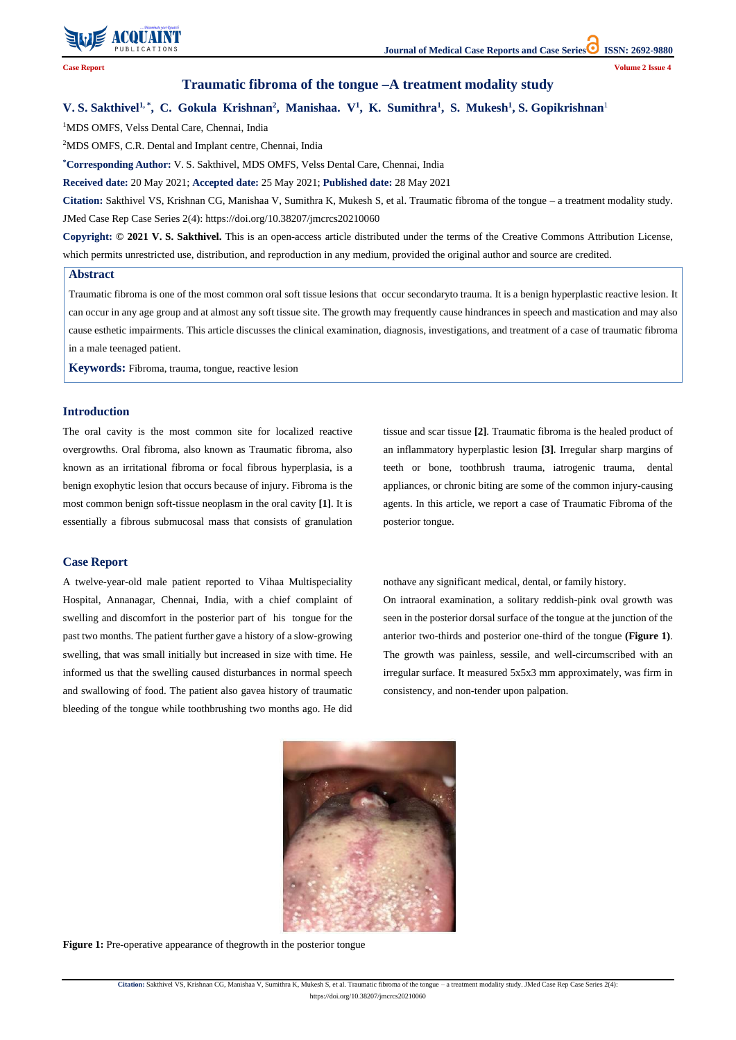Case Report

# Traumatic fibroma of the tongue –A treatment modality study

**V. S. Sakthivel[1,*], C. Gokula Krishnan[2], Manishaa. V[1], K. Sumithra[1], S. Mukesh[1], S. Gopikrishnan[1]**

[1]MDS OMFS, Velss Dental Care, Chennai, India

[2]MDS OMFS, C.R. Dental and Implant centre, Chennai, India

**[*]Corresponding Author:** V. S. Sakthivel, MDS OMFS, Velss Dental Care, Chennai, India

**Received date:** 20 May 2021; **Accepted date:** 25 May 2021; **Published date:** 28 May 2021

**Citation:** Sakthivel VS, Krishnan CG, Manishaa V, Sumithra K, Mukesh S, et al. Traumatic fibroma of the tongue – a treatment modality study. JMed Case Rep Case Series 2(4): https://doi.org/10.38207/jmcrcs20210060

**Copyright: © 2021 V. S. Sakthivel.** This is an open-access article distributed under the terms of the Creative Commons Attribution License, which permits unrestricted use, distribution, and reproduction in any medium, provided the original author and source are credited.

## Abstract

Traumatic fibroma is one of the most common oral soft tissue lesions that occur secondaryto trauma. It is a benign hyperplastic reactive lesion. It can occur in any age group and at almost any soft tissue site. The growth may frequently cause hindrances in speech and mastication and may also cause esthetic impairments. This article discusses the clinical examination, diagnosis, investigations, and treatment of a case of traumatic fibroma in a male teenaged patient.

**Keywords:** Fibroma, trauma, tongue, reactive lesion

## Introduction

The oral cavity is the most common site for localized reactive overgrowths. Oral fibroma, also known as Traumatic fibroma, also known as an irritational fibroma or focal fibrous hyperplasia, is a benign exophytic lesion that occurs because of injury. Fibroma is the most common benign soft-tissue neoplasm in the oral cavity **[1]**. It is essentially a fibrous submucosal mass that consists of granulation tissue and scar tissue **[2]**. Traumatic fibroma is the healed product of an inflammatory hyperplastic lesion **[3]**. Irregular sharp margins of teeth or bone, toothbrush trauma, iatrogenic trauma, dental appliances, or chronic biting are some of the common injury-causing agents. In this article, we report a case of Traumatic Fibroma of the posterior tongue.

## Case Report

A twelve-year-old male patient reported to Vihaa Multispeciality Hospital, Annanagar, Chennai, India, with a chief complaint of swelling and discomfort in the posterior part of his tongue for the past two months. The patient further gave a history of a slow-growing swelling, that was small initially but increased in size with time. He informed us that the swelling caused disturbances in normal speech and swallowing of food. The patient also gavea history of traumatic bleeding of the tongue while toothbrushing two months ago. He did nothave any significant medical, dental, or family history.

On intraoral examination, a solitary reddish-pink oval growth was seen in the posterior dorsal surface of the tongue at the junction of the anterior two-thirds and posterior one-third of the tongue **(Figure 1)**. The growth was painless, sessile, and well-circumscribed with an irregular surface. It measured 5x5x3 mm approximately, was firm in consistency, and non-tender upon palpation.

**Figure 1:** Pre-operative appearance of thegrowth in the posterior tongue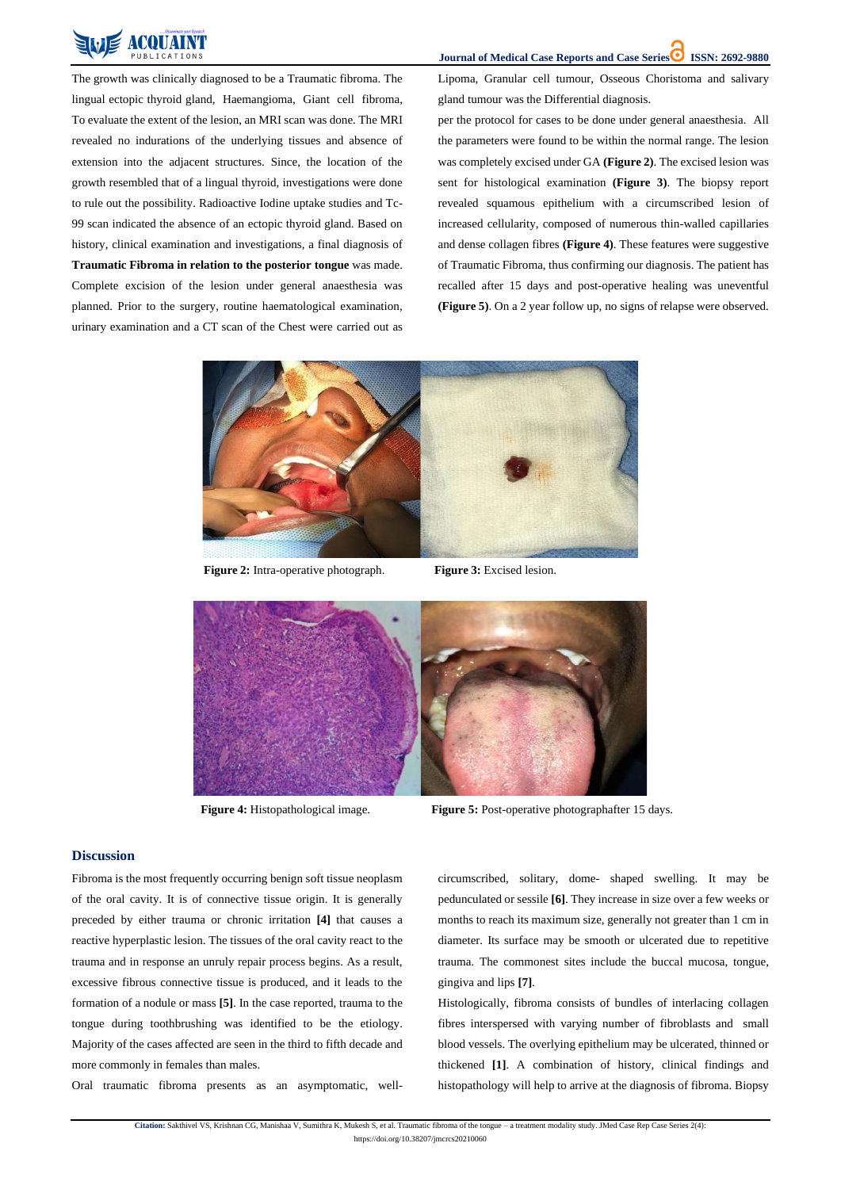The growth was clinically diagnosed to be a Traumatic fibroma. The lingual ectopic thyroid gland, Haemangioma, Giant cell fibroma, To evaluate the extent of the lesion, an MRI scan was done. The MRI revealed no indurations of the underlying tissues and absence of extension into the adjacent structures. Since, the location of the growth resembled that of a lingual thyroid, investigations were done to rule out the possibility. Radioactive Iodine uptake studies and Tc-99 scan indicated the absence of an ectopic thyroid gland. Based on history, clinical examination and investigations, a final diagnosis of **Traumatic Fibroma in relation to the posterior tongue** was made. Complete excision of the lesion under general anaesthesia was planned. Prior to the surgery, routine haematological examination, urinary examination and a CT scan of the Chest were carried out as Lipoma, Granular cell tumour, Osseous Choristoma and salivary gland tumour was the Differential diagnosis.

per the protocol for cases to be done under general anaesthesia. All the parameters were found to be within the normal range. The lesion was completely excised under GA **(Figure 2)**. The excised lesion was sent for histological examination **(Figure 3)**. The biopsy report revealed squamous epithelium with a circumscribed lesion of increased cellularity, composed of numerous thin-walled capillaries and dense collagen fibres **(Figure 4)**. These features were suggestive of Traumatic Fibroma, thus confirming our diagnosis. The patient has recalled after 15 days and post-operative healing was uneventful **(Figure 5)**. On a 2 year follow up, no signs of relapse were observed.

**Figure 2:** Intra-operative photograph.

**Figure 3:** Excised lesion.

**Figure 4:** Histopathological image.

**Figure 5:** Post-operative photographafter 15 days.

## Discussion

Fibroma is the most frequently occurring benign soft tissue neoplasm of the oral cavity. It is of connective tissue origin. It is generally preceded by either trauma or chronic irritation **[4]** that causes a reactive hyperplastic lesion. The tissues of the oral cavity react to the trauma and in response an unruly repair process begins. As a result, excessive fibrous connective tissue is produced, and it leads to the formation of a nodule or mass **[5]**. In the case reported, trauma to the tongue during toothbrushing was identified to be the etiology. Majority of the cases affected are seen in the third to fifth decade and more commonly in females than males.

Oral traumatic fibroma presents as an asymptomatic, well-circumscribed, solitary, dome- shaped swelling. It may be pedunculated or sessile **[6]**. They increase in size over a few weeks or months to reach its maximum size, generally not greater than 1 cm in diameter. Its surface may be smooth or ulcerated due to repetitive trauma. The commonest sites include the buccal mucosa, tongue, gingiva and lips **[7]**.

Histologically, fibroma consists of bundles of interlacing collagen fibres interspersed with varying number of fibroblasts and small blood vessels. The overlying epithelium may be ulcerated, thinned or thickened **[1]**. A combination of history, clinical findings and histopathology will help to arrive at the diagnosis of fibroma. Biopsy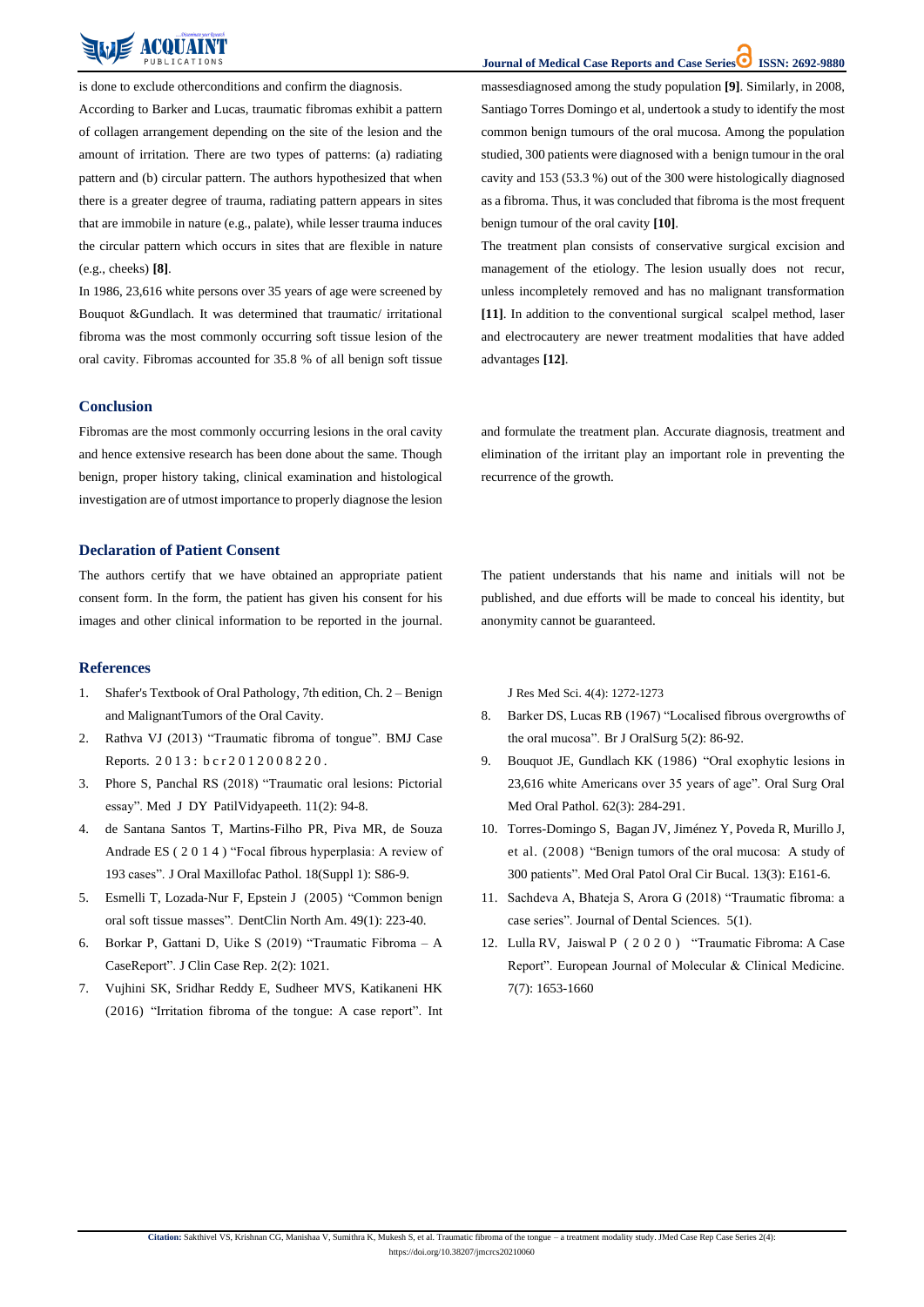is done to exclude otherconditions and confirm the diagnosis.

According to Barker and Lucas, traumatic fibromas exhibit a pattern of collagen arrangement depending on the site of the lesion and the amount of irritation. There are two types of patterns: (a) radiating pattern and (b) circular pattern. The authors hypothesized that when there is a greater degree of trauma, radiating pattern appears in sites that are immobile in nature (e.g., palate), while lesser trauma induces the circular pattern which occurs in sites that are flexible in nature (e.g., cheeks) **[8]**.

In 1986, 23,616 white persons over 35 years of age were screened by Bouquot &Gundlach. It was determined that traumatic/ irritational fibroma was the most commonly occurring soft tissue lesion of the oral cavity. Fibromas accounted for 35.8 % of all benign soft tissue massesdiagnosed among the study population **[9]**. Similarly, in 2008, Santiago Torres Domingo et al, undertook a study to identify the most common benign tumours of the oral mucosa. Among the population studied, 300 patients were diagnosed with a benign tumour in the oral cavity and 153 (53.3 %) out of the 300 were histologically diagnosed as a fibroma. Thus, it was concluded that fibroma is the most frequent benign tumour of the oral cavity **[10]**.

The treatment plan consists of conservative surgical excision and management of the etiology. The lesion usually does not recur, unless incompletely removed and has no malignant transformation **[11]**. In addition to the conventional surgical scalpel method, laser and electrocautery are newer treatment modalities that have added advantages **[12]**.

## Conclusion

Fibromas are the most commonly occurring lesions in the oral cavity and hence extensive research has been done about the same. Though benign, proper history taking, clinical examination and histological investigation are of utmost importance to properly diagnose the lesion and formulate the treatment plan. Accurate diagnosis, treatment and elimination of the irritant play an important role in preventing the recurrence of the growth.

## Declaration of Patient Consent

The authors certify that we have obtained an appropriate patient consent form. In the form, the patient has given his consent for his images and other clinical information to be reported in the journal. The patient understands that his name and initials will not be published, and due efforts will be made to conceal his identity, but anonymity cannot be guaranteed.

## References

1. Shafer's Textbook of Oral Pathology, 7th edition, Ch. 2 – Benign and MalignantTumors of the Oral Cavity.
2. Rathva VJ (2013) "Traumatic fibroma of tongue". BMJ Case Reports. 2013: bcr2012008220.
3. Phore S, Panchal RS (2018) "Traumatic oral lesions: Pictorial essay". Med J DY PatilVidyapeeth. 11(2): 94-8.
4. de Santana Santos T, Martins-Filho PR, Piva MR, de Souza Andrade ES (2014) "Focal fibrous hyperplasia: A review of 193 cases". J Oral Maxillofac Pathol. 18(Suppl 1): S86-9.
5. Esmelli T, Lozada-Nur F, Epstein J (2005) "Common benign oral soft tissue masses". DentClin North Am. 49(1): 223-40.
6. Borkar P, Gattani D, Uike S (2019) "Traumatic Fibroma – A CaseReport". J Clin Case Rep. 2(2): 1021.
7. Vujhini SK, Sridhar Reddy E, Sudheer MVS, Katikaneni HK (2016) "Irritation fibroma of the tongue: A case report". Int J Res Med Sci. 4(4): 1272-1273
8. Barker DS, Lucas RB (1967) "Localised fibrous overgrowths of the oral mucosa". Br J OralSurg 5(2): 86-92.
9. Bouquot JE, Gundlach KK (1986) "Oral exophytic lesions in 23,616 white Americans over 35 years of age". Oral Surg Oral Med Oral Pathol. 62(3): 284-291.
10. Torres-Domingo S, Bagan JV, Jiménez Y, Poveda R, Murillo J, et al. (2008) "Benign tumors of the oral mucosa: A study of 300 patients". Med Oral Patol Oral Cir Bucal. 13(3): E161-6.
11. Sachdeva A, Bhateja S, Arora G (2018) "Traumatic fibroma: a case series". Journal of Dental Sciences. 5(1).
12. Lulla RV, Jaiswal P (2020) "Traumatic Fibroma: A Case Report". European Journal of Molecular & Clinical Medicine. 7(7): 1653-1660